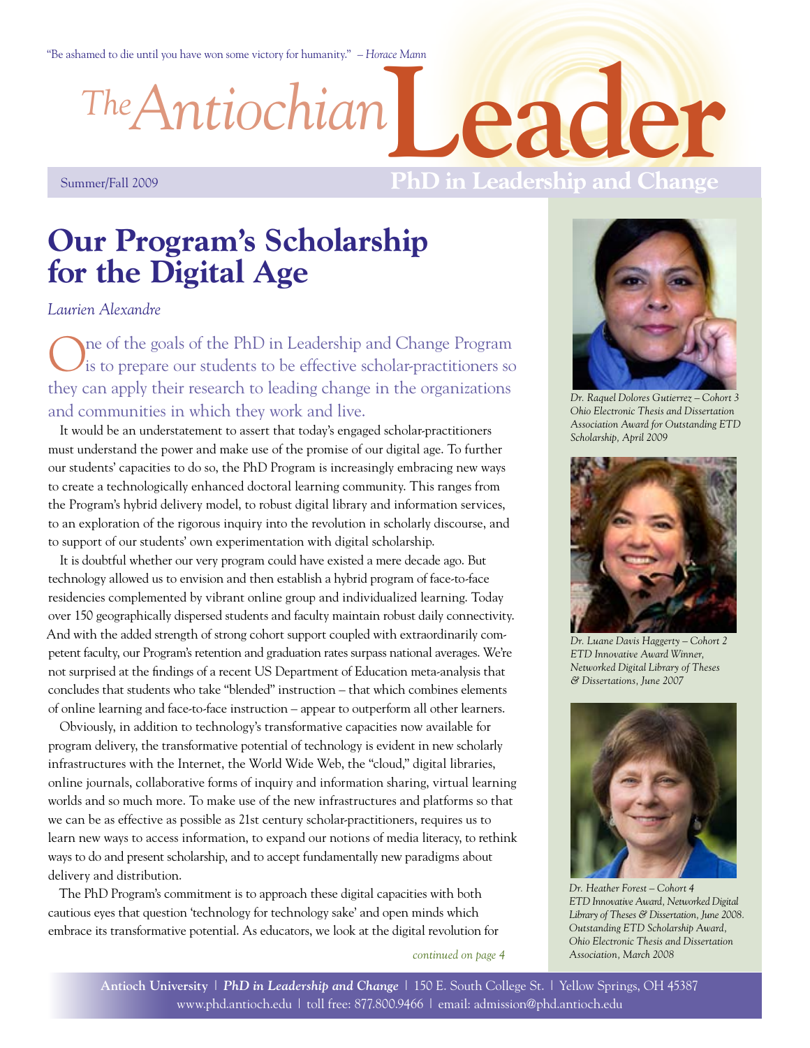"Be ashamed to die until you have won some victory for humanity." – *Horace Mann*

# The Antiochian Leader

Summer/Fall 2009 **PhD in Leadership and Change**

## Our Program's Scholarship for the Digital Age

*Laurien Alexandre*

One of the goals of the PhD in Leadership and Change Program is to prepare our students to be effective scholar-practitioners so they can apply their research to leading change in the organizations and communities in which they work and live.

It would be an understatement to assert that today's engaged scholar-practitioners must understand the power and make use of the promise of our digital age. To further our students' capacities to do so, the PhD Program is increasingly embracing new ways to create a technologically enhanced doctoral learning community. This ranges from the Program's hybrid delivery model, to robust digital library and information services, to an exploration of the rigorous inquiry into the revolution in scholarly discourse, and to support of our students' own experimentation with digital scholarship.

It is doubtful whether our very program could have existed a mere decade ago. But technology allowed us to envision and then establish a hybrid program of face-to-face residencies complemented by vibrant online group and individualized learning. Today over 150 geographically dispersed students and faculty maintain robust daily connectivity. And with the added strength of strong cohort support coupled with extraordinarily competent faculty, our Program's retention and graduation rates surpass national averages. We're not surprised at the findings of a recent US Department of Education meta-analysis that concludes that students who take "blended" instruction – that which combines elements of online learning and face-to-face instruction – appear to outperform all other learners.

Obviously, in addition to technology's transformative capacities now available for program delivery, the transformative potential of technology is evident in new scholarly infrastructures with the Internet, the World Wide Web, the "cloud," digital libraries, online journals, collaborative forms of inquiry and information sharing, virtual learning worlds and so much more. To make use of the new infrastructures and platforms so that we can be as effective as possible as 21st century scholar-practitioners, requires us to learn new ways to access information, to expand our notions of media literacy, to rethink ways to do and present scholarship, and to accept fundamentally new paradigms about delivery and distribution.

The PhD Program's commitment is to approach these digital capacities with both cautious eyes that question 'technology for technology sake' and open minds which embrace its transformative potential. As educators, we look at the digital revolution for

*continued on page 4*

*Dr. Raquel Dolores Gutierrez – Cohort 3 Ohio Electronic Thesis and Dissertation Association Award for Outstanding ETD Scholarship, April 2009*

*Dr. Luane Davis Haggerty – Cohort 2 ETD Innovative Award Winner, Networked Digital Library of Theses & Dissertations, June 2007*

*Dr. Heather Forest – Cohort 4 ETD Innovative Award, Networked Digital Library of Theses & Dissertation, June 2008. Outstanding ETD Scholarship Award, Ohio Electronic Thesis and Dissertation Association, March 2008*

**Antioch University** | ***PhD in Leadership and Change*** | 150 E. South College St. | Yellow Springs, OH 45387
www.phd.antioch.edu | toll free: 877.800.9466 | email: admission@phd.antioch.edu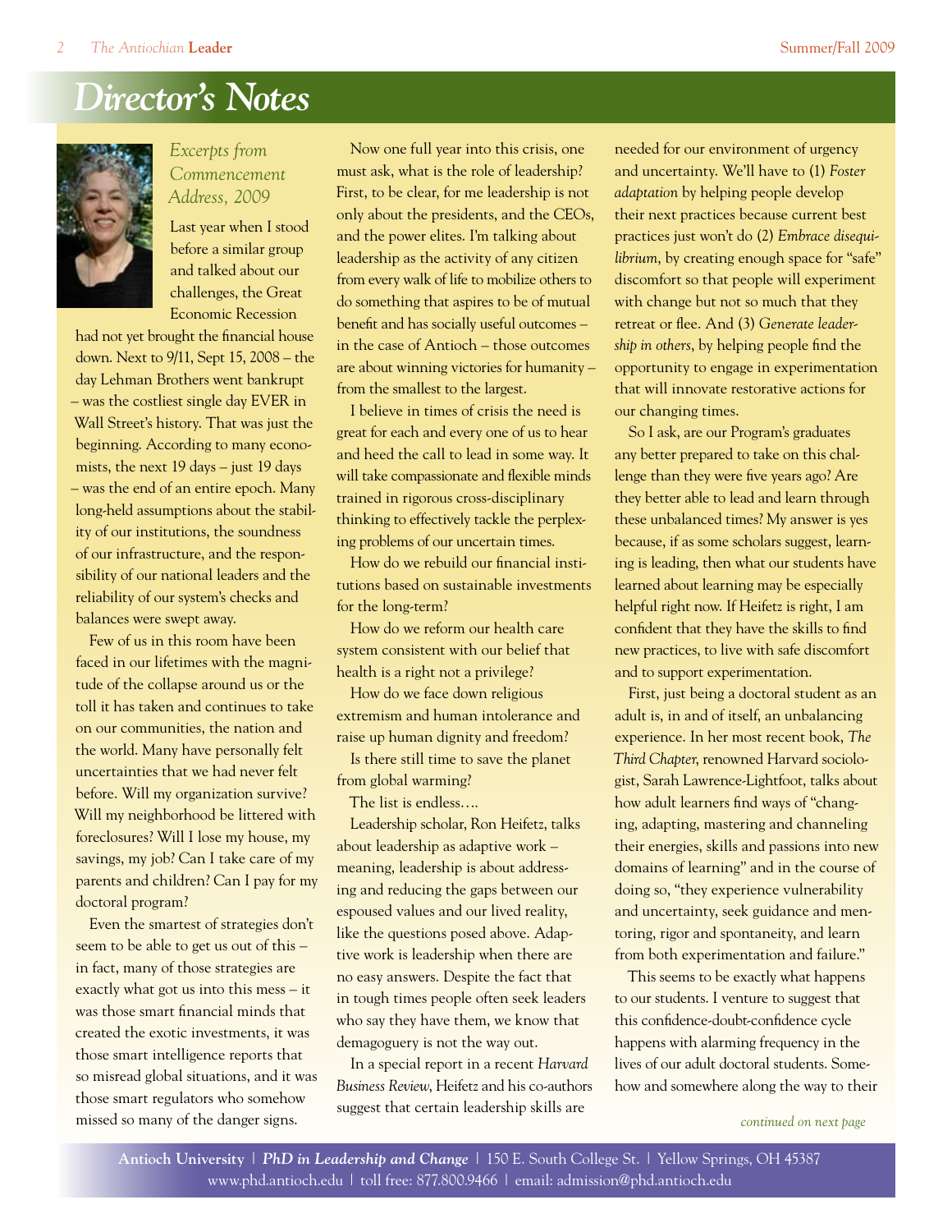# Director's Notes

*Excerpts from Commencement Address, 2009*

Last year when I stood before a similar group and talked about our challenges, the Great Economic Recession had not yet brought the financial house down. Next to 9/11, Sept 15, 2008 – the day Lehman Brothers went bankrupt – was the costliest single day EVER in Wall Street's history. That was just the beginning. According to many economists, the next 19 days – just 19 days – was the end of an entire epoch. Many long-held assumptions about the stability of our institutions, the soundness of our infrastructure, and the responsibility of our national leaders and the reliability of our system's checks and balances were swept away.

Few of us in this room have been faced in our lifetimes with the magnitude of the collapse around us or the toll it has taken and continues to take on our communities, the nation and the world. Many have personally felt uncertainties that we had never felt before. Will my organization survive? Will my neighborhood be littered with foreclosures? Will I lose my house, my savings, my job? Can I take care of my parents and children? Can I pay for my doctoral program?

Even the smartest of strategies don't seem to be able to get us out of this – in fact, many of those strategies are exactly what got us into this mess – it was those smart financial minds that created the exotic investments, it was those smart intelligence reports that so misread global situations, and it was those smart regulators who somehow missed so many of the danger signs.

Now one full year into this crisis, one must ask, what is the role of leadership? First, to be clear, for me leadership is not only about the presidents, and the CEOs, and the power elites. I'm talking about leadership as the activity of any citizen from every walk of life to mobilize others to do something that aspires to be of mutual benefit and has socially useful outcomes – in the case of Antioch – those outcomes are about winning victories for humanity – from the smallest to the largest.

I believe in times of crisis the need is great for each and every one of us to hear and heed the call to lead in some way. It will take compassionate and flexible minds trained in rigorous cross-disciplinary thinking to effectively tackle the perplexing problems of our uncertain times.

How do we rebuild our financial institutions based on sustainable investments for the long-term?

How do we reform our health care system consistent with our belief that health is a right not a privilege?

How do we face down religious extremism and human intolerance and raise up human dignity and freedom?

Is there still time to save the planet from global warming?

The list is endless….

Leadership scholar, Ron Heifetz, talks about leadership as adaptive work – meaning, leadership is about addressing and reducing the gaps between our espoused values and our lived reality, like the questions posed above. Adaptive work is leadership when there are no easy answers. Despite the fact that in tough times people often seek leaders who say they have them, we know that demagoguery is not the way out.

In a special report in a recent *Harvard Business Review*, Heifetz and his co-authors suggest that certain leadership skills are needed for our environment of urgency and uncertainty. We'll have to (1) *Foster adaptation* by helping people develop their next practices because current best practices just won't do (2) *Embrace disequilibrium*, by creating enough space for "safe" discomfort so that people will experiment with change but not so much that they retreat or flee. And (3) *Generate leadership in others*, by helping people find the opportunity to engage in experimentation that will innovate restorative actions for our changing times.

So I ask, are our Program's graduates any better prepared to take on this challenge than they were five years ago? Are they better able to lead and learn through these unbalanced times? My answer is yes because, if as some scholars suggest, learning is leading, then what our students have learned about learning may be especially helpful right now. If Heifetz is right, I am confident that they have the skills to find new practices, to live with safe discomfort and to support experimentation.

First, just being a doctoral student as an adult is, in and of itself, an unbalancing experience. In her most recent book, *The Third Chapter*, renowned Harvard sociologist, Sarah Lawrence-Lightfoot, talks about how adult learners find ways of "changing, adapting, mastering and channeling their energies, skills and passions into new domains of learning" and in the course of doing so, "they experience vulnerability and uncertainty, seek guidance and mentoring, rigor and spontaneity, and learn from both experimentation and failure."

This seems to be exactly what happens to our students. I venture to suggest that this confidence-doubt-confidence cycle happens with alarming frequency in the lives of our adult doctoral students. Somehow and somewhere along the way to their

*continued on next page*

**Antioch University** | ***PhD in Leadership and Change*** | 150 E. South College St. | Yellow Springs, OH 45387
www.phd.antioch.edu | toll free: 877.800.9466 | email: admission@phd.antioch.edu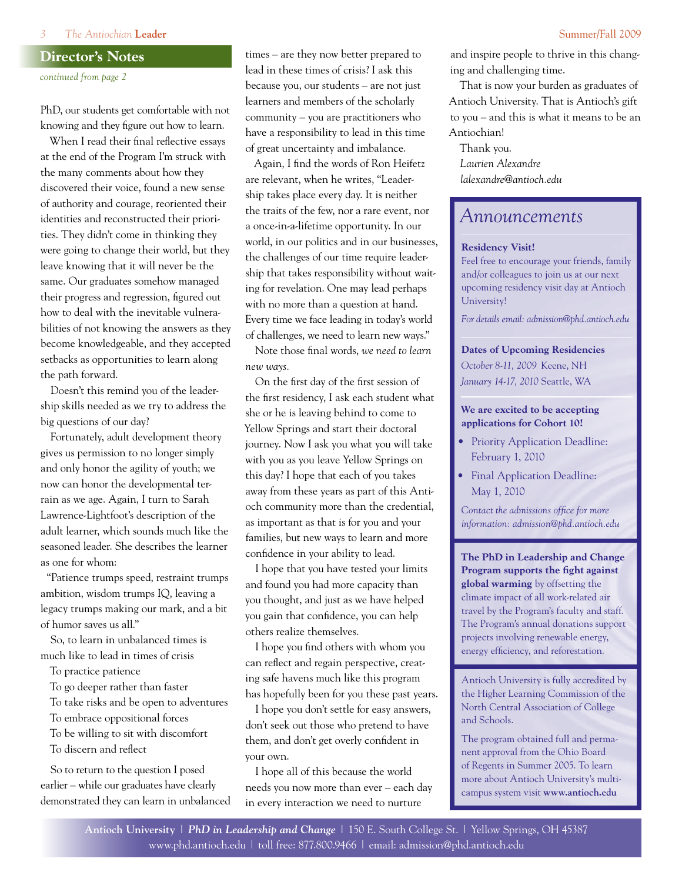## Director's Notes

*continued from page 2*

PhD, our students get comfortable with not knowing and they figure out how to learn.

When I read their final reflective essays at the end of the Program I'm struck with the many comments about how they discovered their voice, found a new sense of authority and courage, reoriented their identities and reconstructed their priorities. They didn't come in thinking they were going to change their world, but they leave knowing that it will never be the same. Our graduates somehow managed their progress and regression, figured out how to deal with the inevitable vulnerabilities of not knowing the answers as they become knowledgeable, and they accepted setbacks as opportunities to learn along the path forward.

Doesn't this remind you of the leadership skills needed as we try to address the big questions of our day?

Fortunately, adult development theory gives us permission to no longer simply and only honor the agility of youth; we now can honor the developmental terrain as we age. Again, I turn to Sarah Lawrence-Lightfoot's description of the adult learner, which sounds much like the seasoned leader. She describes the learner as one for whom:

"Patience trumps speed, restraint trumps ambition, wisdom trumps IQ, leaving a legacy trumps making our mark, and a bit of humor saves us all."

So, to learn in unbalanced times is much like to lead in times of crisis

To practice patience
To go deeper rather than faster
To take risks and be open to adventures
To embrace oppositional forces
To be willing to sit with discomfort
To discern and reflect

So to return to the question I posed earlier – while our graduates have clearly demonstrated they can learn in unbalanced times – are they now better prepared to lead in these times of crisis? I ask this because you, our students – are not just learners and members of the scholarly community – you are practitioners who have a responsibility to lead in this time of great uncertainty and imbalance.

Again, I find the words of Ron Heifetz are relevant, when he writes, "Leadership takes place every day. It is neither the traits of the few, nor a rare event, nor a once-in-a-lifetime opportunity. In our world, in our politics and in our businesses, the challenges of our time require leadership that takes responsibility without waiting for revelation. One may lead perhaps with no more than a question at hand. Every time we face leading in today's world of challenges, we need to learn new ways."

Note those final words, *we need to learn new ways*.

On the first day of the first session of the first residency, I ask each student what she or he is leaving behind to come to Yellow Springs and start their doctoral journey. Now I ask you what you will take with you as you leave Yellow Springs on this day? I hope that each of you takes away from these years as part of this Antioch community more than the credential, as important as that is for you and your families, but new ways to learn and more confidence in your ability to lead.

I hope that you have tested your limits and found you had more capacity than you thought, and just as we have helped you gain that confidence, you can help others realize themselves.

I hope you find others with whom you can reflect and regain perspective, creating safe havens much like this program has hopefully been for you these past years.

I hope you don't settle for easy answers, don't seek out those who pretend to have them, and don't get overly confident in your own.

I hope all of this because the world needs you now more than ever – each day in every interaction we need to nurture and inspire people to thrive in this changing and challenging time.

That is now your burden as graduates of Antioch University. That is Antioch's gift to you – and this is what it means to be an Antiochian!

Thank you.
*Laurien Alexandre*
*lalexandre@antioch.edu*

## Announcements

**Residency Visit!**
Feel free to encourage your friends, family and/or colleagues to join us at our next upcoming residency visit day at Antioch University!

*For details email: admission@phd.antioch.edu*

**Dates of Upcoming Residencies**
*October 8-11, 2009* Keene, NH
*January 14-17, 2010* Seattle, WA

**We are excited to be accepting applications for Cohort 10!**

- Priority Application Deadline: February 1, 2010
- Final Application Deadline: May 1, 2010

*Contact the admissions office for more information: admission@phd.antioch.edu*

**The PhD in Leadership and Change Program supports the fight against global warming** by offsetting the climate impact of all work-related air travel by the Program's faculty and staff. The Program's annual donations support projects involving renewable energy, energy efficiency, and reforestation.

Antioch University is fully accredited by the Higher Learning Commission of the North Central Association of College and Schools.

The program obtained full and permanent approval from the Ohio Board of Regents in Summer 2005. To learn more about Antioch University's multi-campus system visit **www.antioch.edu**

**Antioch University** | ***PhD in Leadership and Change*** | 150 E. South College St. | Yellow Springs, OH 45387
www.phd.antioch.edu | toll free: 877.800.9466 | email: admission@phd.antioch.edu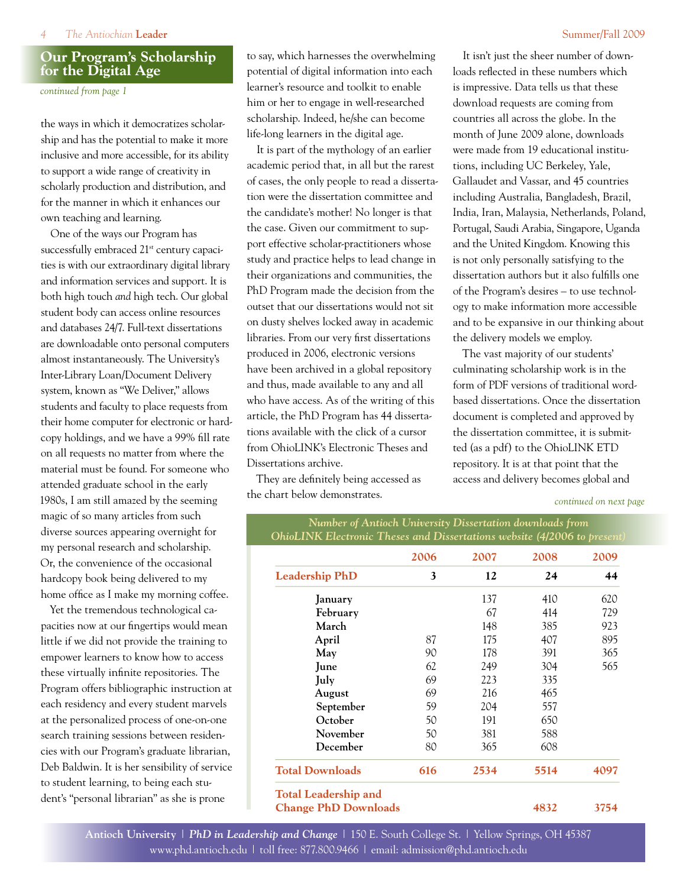## Our Program's Scholarship for the Digital Age

*continued from page 1*

the ways in which it democratizes scholarship and has the potential to make it more inclusive and more accessible, for its ability to support a wide range of creativity in scholarly production and distribution, and for the manner in which it enhances our own teaching and learning.

One of the ways our Program has successfully embraced 21st century capacities is with our extraordinary digital library and information services and support. It is both high touch *and* high tech. Our global student body can access online resources and databases 24/7. Full-text dissertations are downloadable onto personal computers almost instantaneously. The University's Inter-Library Loan/Document Delivery system, known as "We Deliver," allows students and faculty to place requests from their home computer for electronic or hardcopy holdings, and we have a 99% fill rate on all requests no matter from where the material must be found. For someone who attended graduate school in the early 1980s, I am still amazed by the seeming magic of so many articles from such diverse sources appearing overnight for my personal research and scholarship. Or, the convenience of the occasional hardcopy book being delivered to my home office as I make my morning coffee.

Yet the tremendous technological capacities now at our fingertips would mean little if we did not provide the training to empower learners to know how to access these virtually infinite repositories. The Program offers bibliographic instruction at each residency and every student marvels at the personalized process of one-on-one search training sessions between residencies with our Program's graduate librarian, Deb Baldwin. It is her sensibility of service to student learning, to being each student's "personal librarian" as she is prone to say, which harnesses the overwhelming potential of digital information into each learner's resource and toolkit to enable him or her to engage in well-researched scholarship. Indeed, he/she can become life-long learners in the digital age.

It is part of the mythology of an earlier academic period that, in all but the rarest of cases, the only people to read a dissertation were the dissertation committee and the candidate's mother! No longer is that the case. Given our commitment to support effective scholar-practitioners whose study and practice helps to lead change in their organizations and communities, the PhD Program made the decision from the outset that our dissertations would not sit on dusty shelves locked away in academic libraries. From our very first dissertations produced in 2006, electronic versions have been archived in a global repository and thus, made available to any and all who have access. As of the writing of this article, the PhD Program has 44 dissertations available with the click of a cursor from OhioLINK's Electronic Theses and Dissertations archive.

They are definitely being accessed as the chart below demonstrates.

It isn't just the sheer number of downloads reflected in these numbers which is impressive. Data tells us that these download requests are coming from countries all across the globe. In the month of June 2009 alone, downloads were made from 19 educational institutions, including UC Berkeley, Yale, Gallaudet and Vassar, and 45 countries including Australia, Bangladesh, Brazil, India, Iran, Malaysia, Netherlands, Poland, Portugal, Saudi Arabia, Singapore, Uganda and the United Kingdom. Knowing this is not only personally satisfying to the dissertation authors but it also fulfills one of the Program's desires – to use technology to make information more accessible and to be expansive in our thinking about the delivery models we employ.

The vast majority of our students' culminating scholarship work is in the form of PDF versions of traditional word-based dissertations. Once the dissertation document is completed and approved by the dissertation committee, it is submitted (as a pdf) to the OhioLINK ETD repository. It is at that point that the access and delivery becomes global and

*continued on next page*

***Number of Antioch University Dissertation downloads from OhioLINK Electronic Theses and Dissertations website (4/2006 to present)***

| | 2006 | 2007 | 2008 | 2009 |
|---|---|---|---|---|
| **Leadership PhD** | **3** | **12** | **24** | **44** |
| January | | 137 | 410 | 620 |
| February | | 67 | 414 | 729 |
| March | | 148 | 385 | 923 |
| April | 87 | 175 | 407 | 895 |
| May | 90 | 178 | 391 | 365 |
| June | 62 | 249 | 304 | 565 |
| July | 69 | 223 | 335 | |
| August | 69 | 216 | 465 | |
| September | 59 | 204 | 557 | |
| October | 50 | 191 | 650 | |
| November | 50 | 381 | 588 | |
| December | 80 | 365 | 608 | |
| **Total Downloads** | **616** | **2534** | **5514** | **4097** |
| **Total Leadership and Change PhD Downloads** | | | **4832** | **3754** |

**Antioch University** | ***PhD in Leadership and Change*** | 150 E. South College St. | Yellow Springs, OH 45387
www.phd.antioch.edu | toll free: 877.800.9466 | email: admission@phd.antioch.edu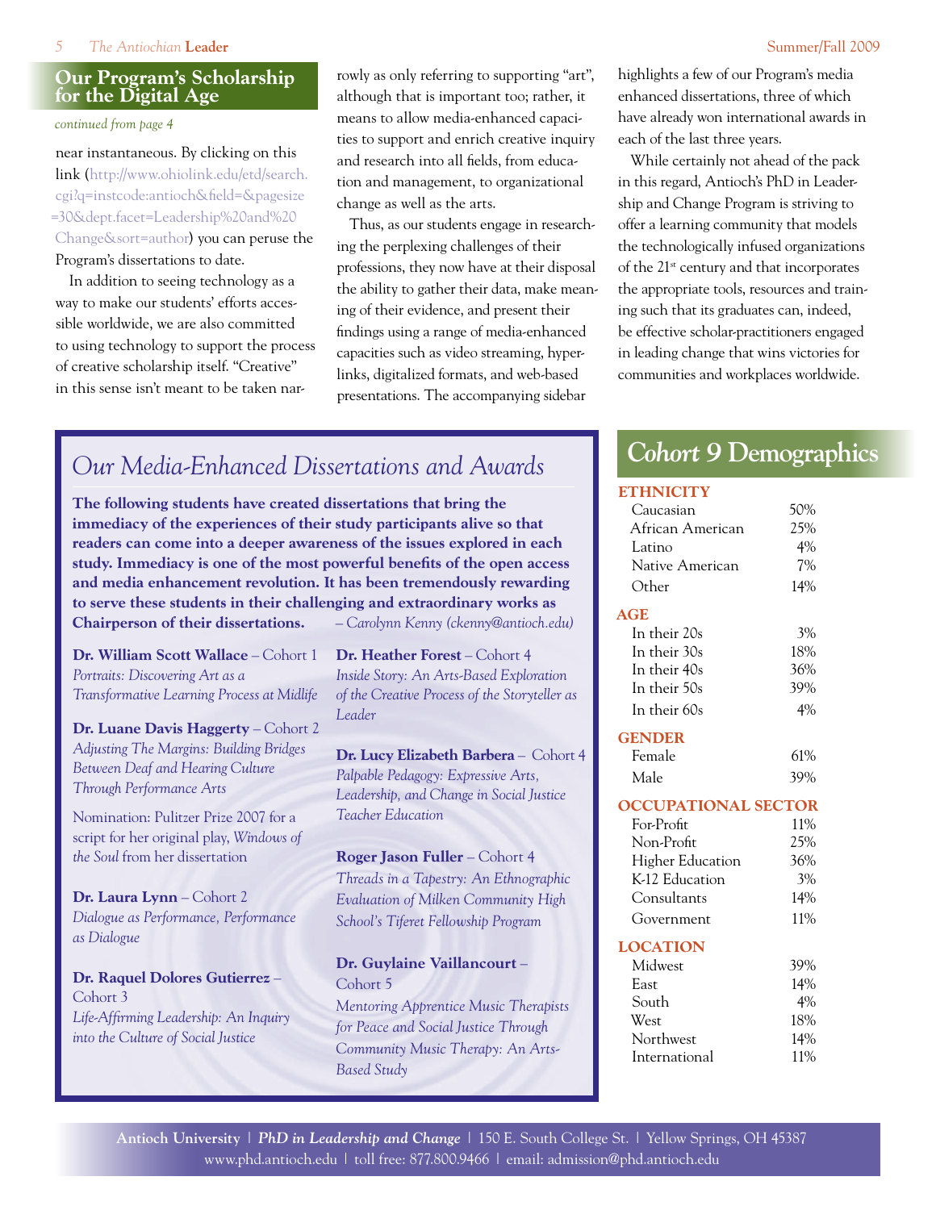## Our Program's Scholarship for the Digital Age

*continued from page 4*

near instantaneous. By clicking on this link (http://www.ohiolink.edu/etd/search.cgi?q=instcode:antioch&field=&pagesize=30&dept.facet=Leadership%20and%20Change&sort=author) you can peruse the Program's dissertations to date.

In addition to seeing technology as a way to make our students' efforts accessible worldwide, we are also committed to using technology to support the process of creative scholarship itself. "Creative" in this sense isn't meant to be taken narrowly as only referring to supporting "art", although that is important too; rather, it means to allow media-enhanced capacities to support and enrich creative inquiry and research into all fields, from education and management, to organizational change as well as the arts.

Thus, as our students engage in researching the perplexing challenges of their professions, they now have at their disposal the ability to gather their data, make meaning of their evidence, and present their findings using a range of media-enhanced capacities such as video streaming, hyperlinks, digitalized formats, and web-based presentations. The accompanying sidebar highlights a few of our Program's media enhanced dissertations, three of which have already won international awards in each of the last three years.

While certainly not ahead of the pack in this regard, Antioch's PhD in Leadership and Change Program is striving to offer a learning community that models the technologically infused organizations of the 21st century and that incorporates the appropriate tools, resources and training such that its graduates can, indeed, be effective scholar-practitioners engaged in leading change that wins victories for communities and workplaces worldwide.

## *Our Media-Enhanced Dissertations and Awards*

**The following students have created dissertations that bring the immediacy of the experiences of their study participants alive so that readers can come into a deeper awareness of the issues explored in each study. Immediacy is one of the most powerful benefits of the open access and media enhancement revolution. It has been tremendously rewarding to serve these students in their challenging and extraordinary works as Chairperson of their dissertations.** *– Carolynn Kenny (ckenny@antioch.edu)*

**Dr. William Scott Wallace** – Cohort 1
*Portraits: Discovering Art as a Transformative Learning Process at Midlife*

**Dr. Luane Davis Haggerty** – Cohort 2
*Adjusting The Margins: Building Bridges Between Deaf and Hearing Culture Through Performance Arts*

Nomination: Pulitzer Prize 2007 for a script for her original play, *Windows of the Soul* from her dissertation

**Dr. Laura Lynn** – Cohort 2
*Dialogue as Performance, Performance as Dialogue*

**Dr. Raquel Dolores Gutierrez** – Cohort 3
*Life-Affirming Leadership: An Inquiry into the Culture of Social Justice*

**Dr. Heather Forest** – Cohort 4
*Inside Story: An Arts-Based Exploration of the Creative Process of the Storyteller as Leader*

**Dr. Lucy Elizabeth Barbera** – Cohort 4
*Palpable Pedagogy: Expressive Arts, Leadership, and Change in Social Justice Teacher Education*

**Roger Jason Fuller** – Cohort 4
*Threads in a Tapestry: An Ethnographic Evaluation of Milken Community High School's Tiferet Fellowship Program*

**Dr. Guylaine Vaillancourt** – Cohort 5
*Mentoring Apprentice Music Therapists for Peace and Social Justice Through Community Music Therapy: An Arts-Based Study*

## *Cohort 9* Demographics

**ETHNICITY**

| | |
|---|---|
| Caucasian | 50% |
| African American | 25% |
| Latino | 4% |
| Native American | 7% |
| Other | 14% |

**AGE**

| | |
|---|---|
| In their 20s | 3% |
| In their 30s | 18% |
| In their 40s | 36% |
| In their 50s | 39% |
| In their 60s | 4% |

**GENDER**

| | |
|---|---|
| Female | 61% |
| Male | 39% |

**OCCUPATIONAL SECTOR**

| | |
|---|---|
| For-Profit | 11% |
| Non-Profit | 25% |
| Higher Education | 36% |
| K-12 Education | 3% |
| Consultants | 14% |
| Government | 11% |

**LOCATION**

| | |
|---|---|
| Midwest | 39% |
| East | 14% |
| South | 4% |
| West | 18% |
| Northwest | 14% |
| International | 11% |

**Antioch University** | ***PhD in Leadership and Change*** | 150 E. South College St. | Yellow Springs, OH 45387
www.phd.antioch.edu | toll free: 877.800.9466 | email: admission@phd.antioch.edu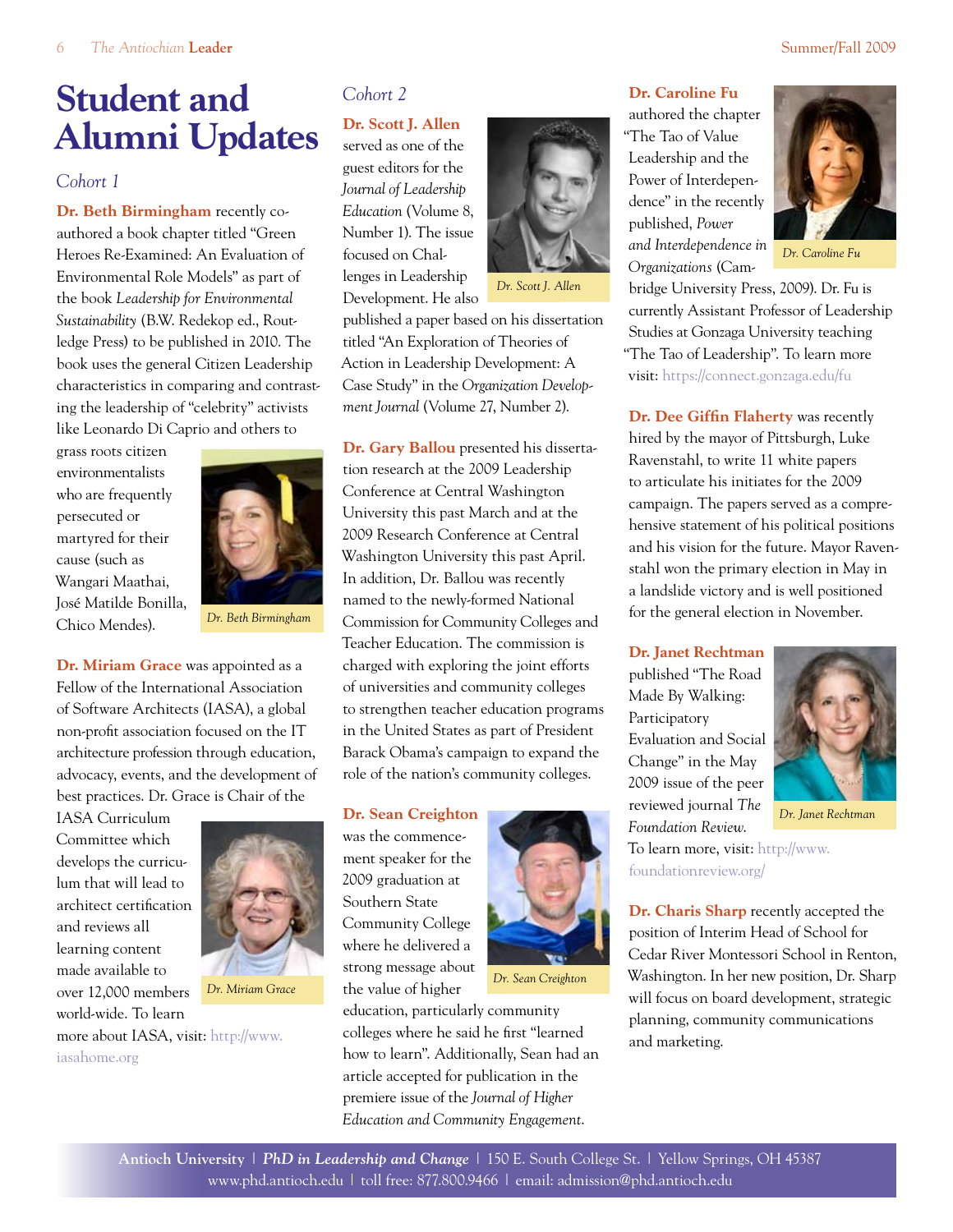# Student and Alumni Updates

## Cohort 1

**Dr. Beth Birmingham** recently co-authored a book chapter titled "Green Heroes Re-Examined: An Evaluation of Environmental Role Models" as part of the book *Leadership for Environmental Sustainability* (B.W. Redekop ed., Routledge Press) to be published in 2010. The book uses the general Citizen Leadership characteristics in comparing and contrasting the leadership of "celebrity" activists like Leonardo Di Caprio and others to grass roots citizen environmentalists who are frequently persecuted or martyred for their cause (such as Wangari Maathai, José Matilde Bonilla, Chico Mendes).

Dr. Beth Birmingham

**Dr. Miriam Grace** was appointed as a Fellow of the International Association of Software Architects (IASA), a global non-profit association focused on the IT architecture profession through education, advocacy, events, and the development of best practices. Dr. Grace is Chair of the IASA Curriculum Committee which develops the curriculum that will lead to architect certification and reviews all learning content made available to over 12,000 members world-wide. To learn more about IASA, visit: http://www.iasahome.org

Dr. Miriam Grace

## Cohort 2

**Dr. Scott J. Allen** served as one of the guest editors for the *Journal of Leadership Education* (Volume 8, Number 1). The issue focused on Challenges in Leadership Development. He also published a paper based on his dissertation titled "An Exploration of Theories of Action in Leadership Development: A Case Study" in the *Organization Development Journal* (Volume 27, Number 2).

Dr. Scott J. Allen

**Dr. Gary Ballou** presented his dissertation research at the 2009 Leadership Conference at Central Washington University this past March and at the 2009 Research Conference at Central Washington University this past April. In addition, Dr. Ballou was recently named to the newly-formed National Commission for Community Colleges and Teacher Education. The commission is charged with exploring the joint efforts of universities and community colleges to strengthen teacher education programs in the United States as part of President Barack Obama's campaign to expand the role of the nation's community colleges.

**Dr. Sean Creighton** was the commencement speaker for the 2009 graduation at Southern State Community College where he delivered a strong message about the value of higher education, particularly community colleges where he said he first "learned how to learn". Additionally, Sean had an article accepted for publication in the premiere issue of the *Journal of Higher Education and Community Engagement*.

Dr. Sean Creighton

**Dr. Caroline Fu** authored the chapter "The Tao of Value Leadership and the Power of Interdependence" in the recently published, *Power and Interdependence in Organizations* (Cambridge University Press, 2009). Dr. Fu is currently Assistant Professor of Leadership Studies at Gonzaga University teaching "The Tao of Leadership". To learn more visit: https://connect.gonzaga.edu/fu

Dr. Caroline Fu

**Dr. Dee Giffin Flaherty** was recently hired by the mayor of Pittsburgh, Luke Ravenstahl, to write 11 white papers to articulate his initiates for the 2009 campaign. The papers served as a comprehensive statement of his political positions and his vision for the future. Mayor Ravenstahl won the primary election in May in a landslide victory and is well positioned for the general election in November.

**Dr. Janet Rechtman** published "The Road Made By Walking: Participatory Evaluation and Social Change" in the May 2009 issue of the peer reviewed journal *The Foundation Review*. To learn more, visit: http://www.foundationreview.org/

Dr. Janet Rechtman

**Dr. Charis Sharp** recently accepted the position of Interim Head of School for Cedar River Montessori School in Renton, Washington. In her new position, Dr. Sharp will focus on board development, strategic planning, community communications and marketing.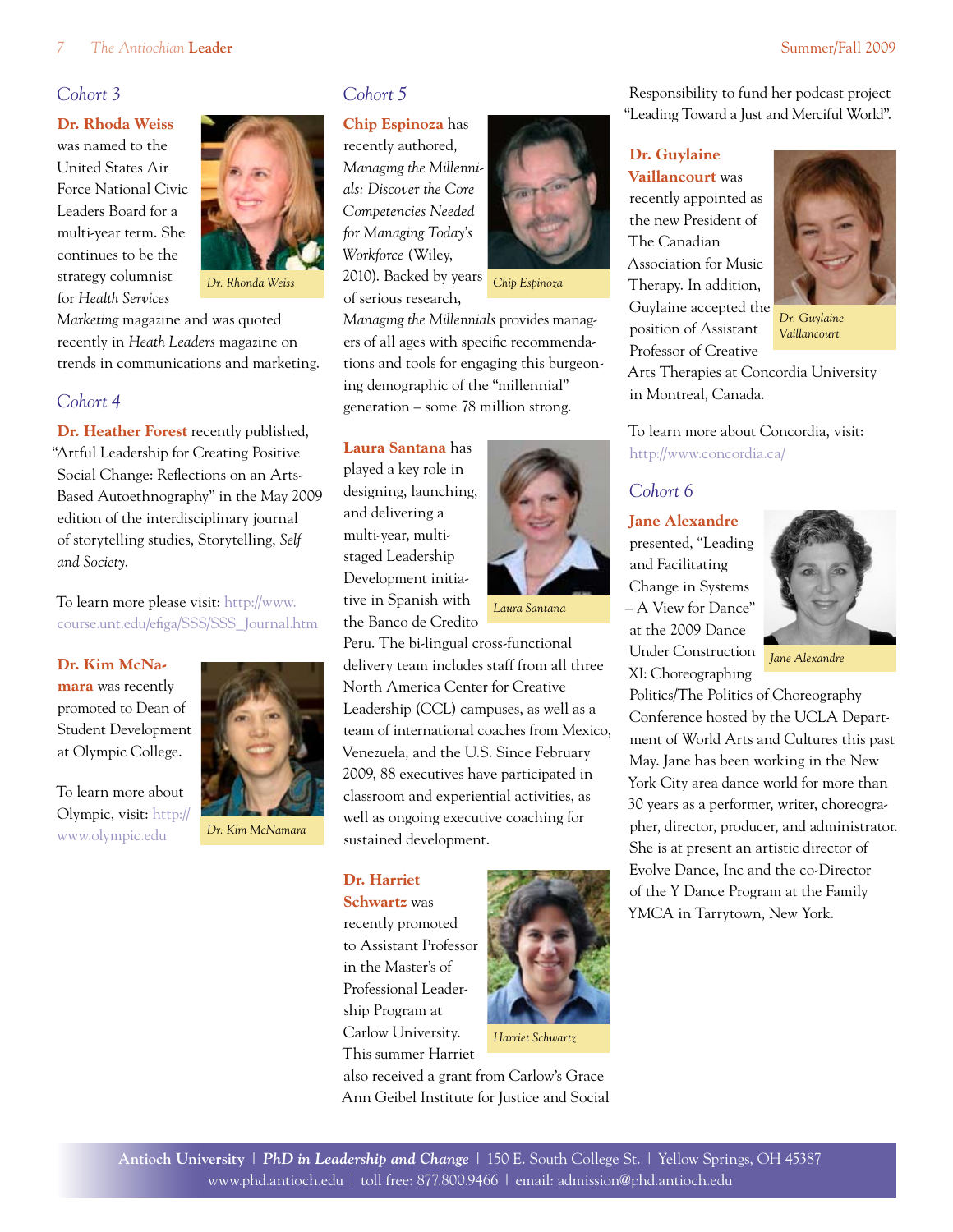## Cohort 3

**Dr. Rhoda Weiss** was named to the United States Air Force National Civic Leaders Board for a multi-year term. She continues to be the strategy columnist for *Health Services Marketing* magazine and was quoted recently in *Heath Leaders* magazine on trends in communications and marketing.

Dr. Rhonda Weiss

## Cohort 4

**Dr. Heather Forest** recently published, "Artful Leadership for Creating Positive Social Change: Reflections on an Arts-Based Autoethnography" in the May 2009 edition of the interdisciplinary journal of storytelling studies, Storytelling, *Self and Society*.

To learn more please visit: http://www.course.unt.edu/efiga/SSS/SSS_Journal.htm

**Dr. Kim McNamara** was recently promoted to Dean of Student Development at Olympic College.

To learn more about Olympic, visit: http://www.olympic.edu

Dr. Kim McNamara

## Cohort 5

**Chip Espinoza** has recently authored, *Managing the Millennials: Discover the Core Competencies Needed for Managing Today's Workforce* (Wiley, 2010). Backed by years of serious research, *Managing the Millennials* provides managers of all ages with specific recommendations and tools for engaging this burgeoning demographic of the "millennial" generation – some 78 million strong.

Chip Espinoza

**Laura Santana** has played a key role in designing, launching, and delivering a multi-year, multi-staged Leadership Development initiative in Spanish with the Banco de Credito Peru. The bi-lingual cross-functional delivery team includes staff from all three North America Center for Creative Leadership (CCL) campuses, as well as a team of international coaches from Mexico, Venezuela, and the U.S. Since February 2009, 88 executives have participated in classroom and experiential activities, as well as ongoing executive coaching for sustained development.

Laura Santana

**Dr. Harriet Schwartz** was recently promoted to Assistant Professor in the Master's of Professional Leadership Program at Carlow University. This summer Harriet also received a grant from Carlow's Grace Ann Geibel Institute for Justice and Social Responsibility to fund her podcast project "Leading Toward a Just and Merciful World".

Harriet Schwartz

**Dr. Guylaine Vaillancourt** was recently appointed as the new President of The Canadian Association for Music Therapy. In addition, Guylaine accepted the position of Assistant Professor of Creative Arts Therapies at Concordia University in Montreal, Canada.

Dr. Guylaine Vaillancourt

To learn more about Concordia, visit: http://www.concordia.ca/

## Cohort 6

**Jane Alexandre** presented, "Leading and Facilitating Change in Systems – A View for Dance" at the 2009 Dance Under Construction XI: Choreographing Politics/The Politics of Choreography Conference hosted by the UCLA Department of World Arts and Cultures this past May. Jane has been working in the New York City area dance world for more than 30 years as a performer, writer, choreographer, director, producer, and administrator. She is at present an artistic director of Evolve Dance, Inc and the co-Director of the Y Dance Program at the Family YMCA in Tarrytown, New York.

Jane Alexandre

**Antioch University** | ***PhD in Leadership and Change*** | 150 E. South College St. | Yellow Springs, OH 45387
www.phd.antioch.edu | toll free: 877.800.9466 | email: admission@phd.antioch.edu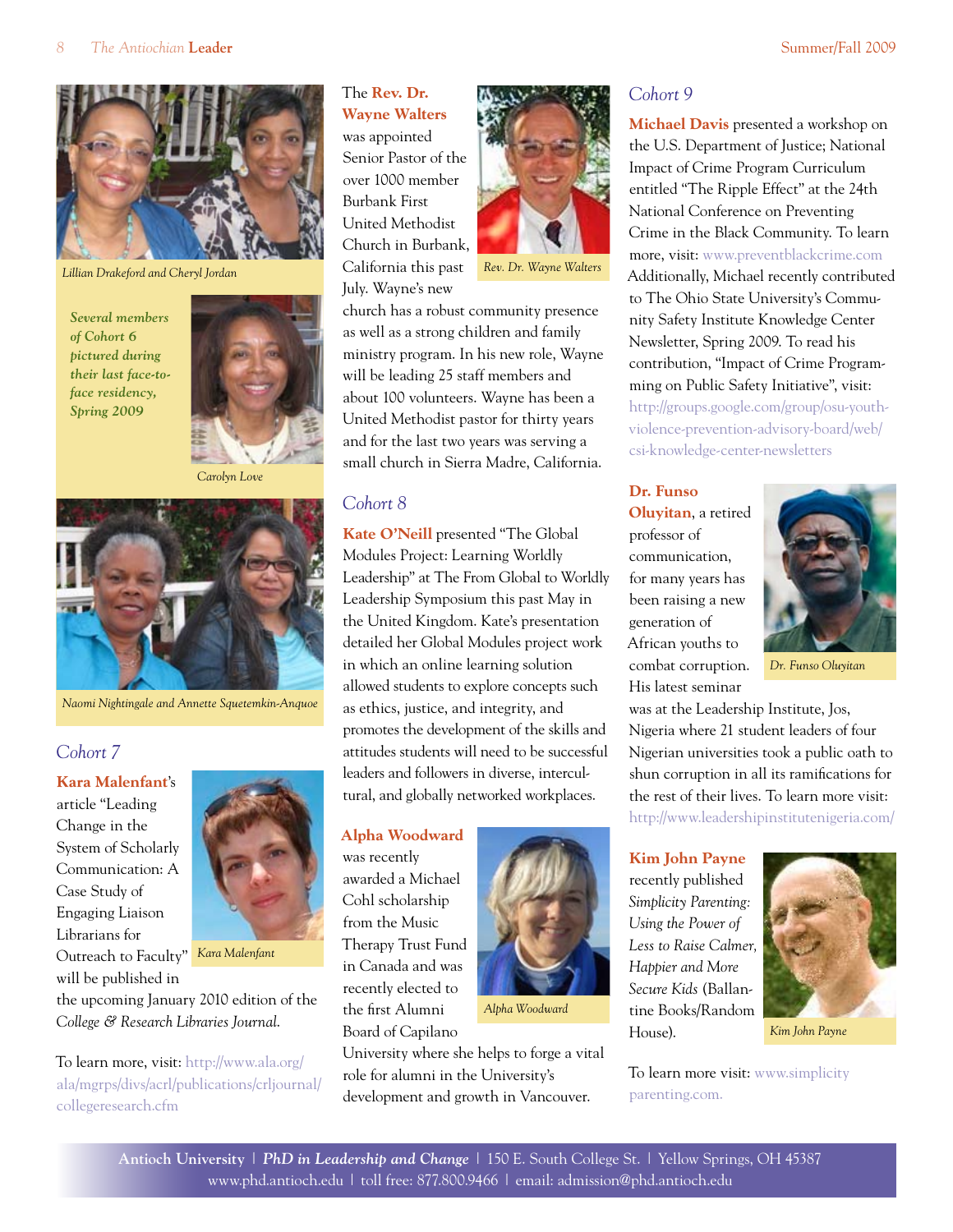Lillian Drakeford and Cheryl Jordan

***Several members of Cohort 6 pictured during their last face-to-face residency, Spring 2009***

Carolyn Love

Naomi Nightingale and Annette Squetemkin-Anquoe

## *Cohort 7*

**Kara Malenfant**'s article "Leading Change in the System of Scholarly Communication: A Case Study of Engaging Liaison Librarians for Outreach to Faculty" will be published in the upcoming January 2010 edition of the *College & Research Libraries Journal*.

Kara Malenfant

To learn more, visit: http://www.ala.org/ala/mgrps/divs/acrl/publications/crljournal/collegeresearch.cfm

The **Rev. Dr. Wayne Walters** was appointed Senior Pastor of the over 1000 member Burbank First United Methodist Church in Burbank, California this past July. Wayne's new church has a robust community presence as well as a strong children and family ministry program. In his new role, Wayne will be leading 25 staff members and about 100 volunteers. Wayne has been a United Methodist pastor for thirty years and for the last two years was serving a small church in Sierra Madre, California.

Rev. Dr. Wayne Walters

## *Cohort 8*

**Kate O'Neill** presented "The Global Modules Project: Learning Worldly Leadership" at The From Global to Worldly Leadership Symposium this past May in the United Kingdom. Kate's presentation detailed her Global Modules project work in which an online learning solution allowed students to explore concepts such as ethics, justice, and integrity, and promotes the development of the skills and attitudes students will need to be successful leaders and followers in diverse, intercultural, and globally networked workplaces.

**Alpha Woodward** was recently awarded a Michael Cohl scholarship from the Music Therapy Trust Fund in Canada and was recently elected to the first Alumni Board of Capilano University where she helps to forge a vital role for alumni in the University's development and growth in Vancouver.

Alpha Woodward

## *Cohort 9*

**Michael Davis** presented a workshop on the U.S. Department of Justice; National Impact of Crime Program Curriculum entitled "The Ripple Effect" at the 24th National Conference on Preventing Crime in the Black Community. To learn more, visit: www.preventblackcrime.com Additionally, Michael recently contributed to The Ohio State University's Community Safety Institute Knowledge Center Newsletter, Spring 2009. To read his contribution, "Impact of Crime Programming on Public Safety Initiative", visit: http://groups.google.com/group/osu-youth-violence-prevention-advisory-board/web/csi-knowledge-center-newsletters

**Dr. Funso Oluyitan**, a retired professor of communication, for many years has been raising a new generation of African youths to combat corruption. His latest seminar was at the Leadership Institute, Jos, Nigeria where 21 student leaders of four Nigerian universities took a public oath to shun corruption in all its ramifications for the rest of their lives. To learn more visit: http://www.leadershipinstitutenigeria.com/

Dr. Funso Oluyitan

**Kim John Payne** recently published *Simplicity Parenting: Using the Power of Less to Raise Calmer, Happier and More Secure Kids* (Ballantine Books/Random House).

Kim John Payne

To learn more visit: www.simplicityparenting.com.

**Antioch University** | ***PhD in Leadership and Change*** | 150 E. South College St. | Yellow Springs, OH 45387
www.phd.antioch.edu | toll free: 877.800.9466 | email: admission@phd.antioch.edu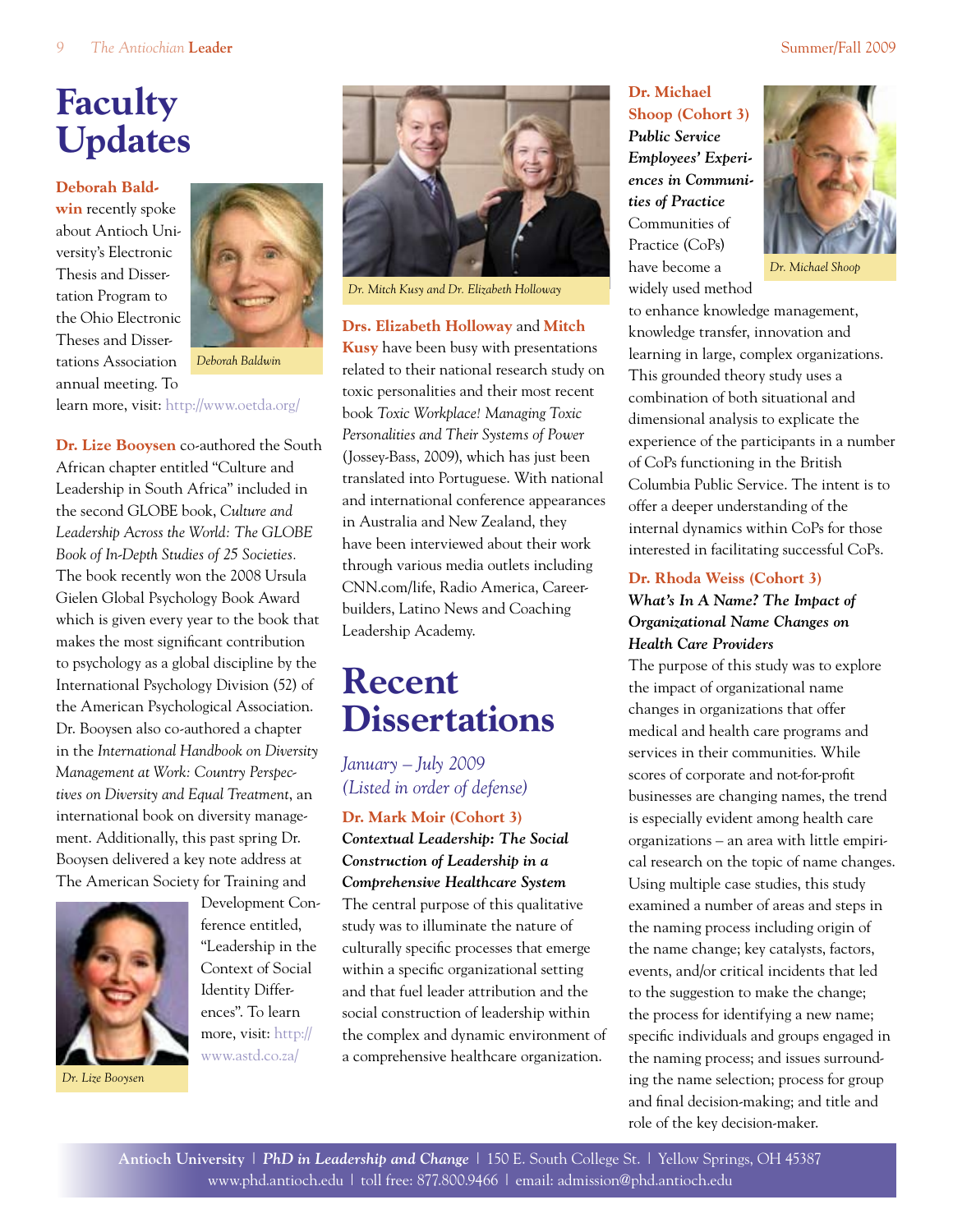# Faculty Updates

**Deborah Baldwin** recently spoke about Antioch University's Electronic Thesis and Dissertation Program to the Ohio Electronic Theses and Dissertations Association annual meeting. To learn more, visit: http://www.oetda.org/

Deborah Baldwin

**Dr. Lize Booysen** co-authored the South African chapter entitled "Culture and Leadership in South Africa" included in the second GLOBE book, *Culture and Leadership Across the World: The GLOBE Book of In-Depth Studies of 25 Societies.* The book recently won the 2008 Ursula Gielen Global Psychology Book Award which is given every year to the book that makes the most significant contribution to psychology as a global discipline by the International Psychology Division (52) of the American Psychological Association. Dr. Booysen also co-authored a chapter in the *International Handbook on Diversity Management at Work: Country Perspectives on Diversity and Equal Treatment*, an international book on diversity management. Additionally, this past spring Dr. Booysen delivered a key note address at The American Society for Training and Development Conference entitled, "Leadership in the Context of Social Identity Differences". To learn more, visit: http://www.astd.co.za/

Dr. Lize Booysen

Dr. Mitch Kusy and Dr. Elizabeth Holloway

**Drs. Elizabeth Holloway** and **Mitch Kusy** have been busy with presentations related to their national research study on toxic personalities and their most recent book *Toxic Workplace! Managing Toxic Personalities and Their Systems of Power* (Jossey-Bass, 2009), which has just been translated into Portuguese. With national and international conference appearances in Australia and New Zealand, they have been interviewed about their work through various media outlets including CNN.com/life, Radio America, Careerbuilders, Latino News and Coaching Leadership Academy.

# Recent Dissertations

*January – July 2009*
*(Listed in order of defense)*

**Dr. Mark Moir (Cohort 3)**
***Contextual Leadership: The Social Construction of Leadership in a Comprehensive Healthcare System***
The central purpose of this qualitative study was to illuminate the nature of culturally specific processes that emerge within a specific organizational setting and that fuel leader attribution and the social construction of leadership within the complex and dynamic environment of a comprehensive healthcare organization.

**Dr. Michael Shoop (Cohort 3)**
***Public Service Employees' Experiences in Communities of Practice***
Communities of Practice (CoPs) have become a widely used method to enhance knowledge management, knowledge transfer, innovation and learning in large, complex organizations. This grounded theory study uses a combination of both situational and dimensional analysis to explicate the experience of the participants in a number of CoPs functioning in the British Columbia Public Service. The intent is to offer a deeper understanding of the internal dynamics within CoPs for those interested in facilitating successful CoPs.

Dr. Michael Shoop

**Dr. Rhoda Weiss (Cohort 3)**
***What's In A Name? The Impact of Organizational Name Changes on Health Care Providers***
The purpose of this study was to explore the impact of organizational name changes in organizations that offer medical and health care programs and services in their communities. While scores of corporate and not-for-profit businesses are changing names, the trend is especially evident among health care organizations – an area with little empirical research on the topic of name changes. Using multiple case studies, this study examined a number of areas and steps in the naming process including origin of the name change; key catalysts, factors, events, and/or critical incidents that led to the suggestion to make the change; the process for identifying a new name; specific individuals and groups engaged in the naming process; and issues surrounding the name selection; process for group and final decision-making; and title and role of the key decision-maker.

**Antioch University** | ***PhD in Leadership and Change*** | 150 E. South College St. | Yellow Springs, OH 45387
www.phd.antioch.edu | toll free: 877.800.9466 | email: admission@phd.antioch.edu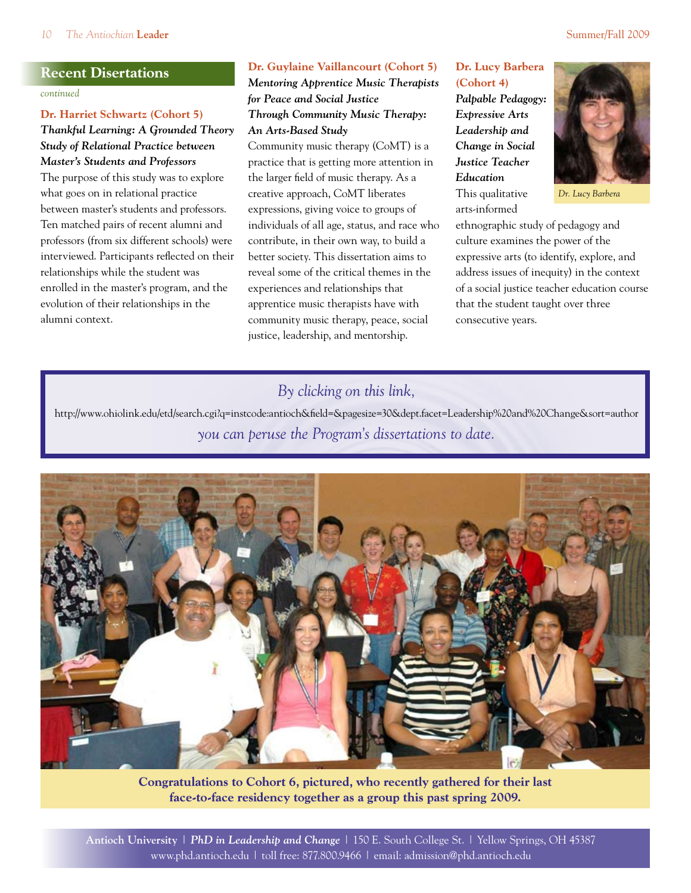## Recent Disertations

*continued*

**Dr. Harriet Schwartz (Cohort 5)**

***Thankful Learning: A Grounded Theory Study of Relational Practice between Master's Students and Professors***

The purpose of this study was to explore what goes on in relational practice between master's students and professors. Ten matched pairs of recent alumni and professors (from six different schools) were interviewed. Participants reflected on their relationships while the student was enrolled in the master's program, and the evolution of their relationships in the alumni context.

**Dr. Guylaine Vaillancourt (Cohort 5)**

***Mentoring Apprentice Music Therapists for Peace and Social Justice Through Community Music Therapy: An Arts-Based Study***

Community music therapy (CoMT) is a practice that is getting more attention in the larger field of music therapy. As a creative approach, CoMT liberates expressions, giving voice to groups of individuals of all age, status, and race who contribute, in their own way, to build a better society. This dissertation aims to reveal some of the critical themes in the experiences and relationships that apprentice music therapists have with community music therapy, peace, social justice, leadership, and mentorship.

**Dr. Lucy Barbera (Cohort 4)**

***Palpable Pedagogy: Expressive Arts Leadership and Change in Social Justice Teacher Education***

*Dr. Lucy Barbera*

This qualitative arts-informed ethnographic study of pedagogy and culture examines the power of the expressive arts (to identify, explore, and address issues of inequity) in the context of a social justice teacher education course that the student taught over three consecutive years.

*By clicking on this link,*

http://www.ohiolink.edu/etd/search.cgi?q=instcode:antioch&field=&pagesize=30&dept.facet=Leadership%20and%20Change&sort=author

*you can peruse the Program's dissertations to date.*

**Congratulations to Cohort 6, pictured, who recently gathered for their last face-to-face residency together as a group this past spring 2009.**

**Antioch University** | ***PhD in Leadership and Change*** | 150 E. South College St. | Yellow Springs, OH 45387
www.phd.antioch.edu | toll free: 877.800.9466 | email: admission@phd.antioch.edu